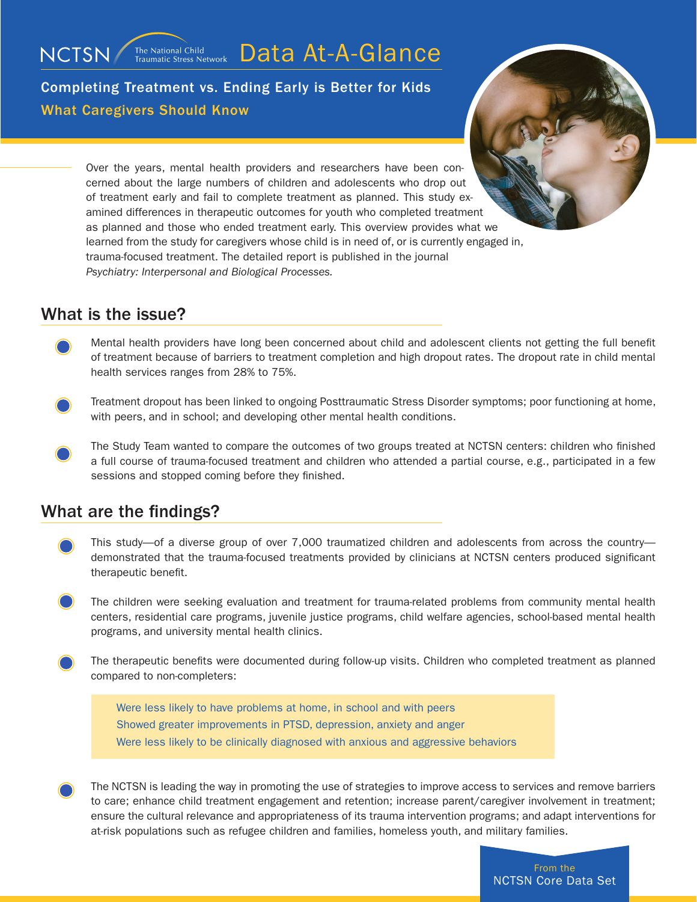NCTSN The National Child Traumatic Stress Network **Data At-A-Glance**

# Completing Treatment vs. Ending Early is Better for Kids

## What Caregivers Should Know

Over the years, mental health providers and researchers have been concerned about the large numbers of children and adolescents who drop out of treatment early and fail to complete treatment as planned. This study examined differences in therapeutic outcomes for youth who completed treatment as planned and those who ended treatment early. This overview provides what we learned from the study for caregivers whose child is in need of, or is currently engaged in, trauma-focused treatment. The detailed report is published in the journal *Psychiatry: Interpersonal and Biological Processes.*

## What is the issue?

- Mental health providers have long been concerned about child and adolescent clients not getting the full benefit of treatment because of barriers to treatment completion and high dropout rates. The dropout rate in child mental health services ranges from 28% to 75%.
- Treatment dropout has been linked to ongoing Posttraumatic Stress Disorder symptoms; poor functioning at home, with peers, and in school; and developing other mental health conditions.
- The Study Team wanted to compare the outcomes of two groups treated at NCTSN centers: children who finished a full course of trauma-focused treatment and children who attended a partial course, e.g., participated in a few sessions and stopped coming before they finished.

## What are the findings?

- This study—of a diverse group of over 7,000 traumatized children and adolescents from across the country—demonstrated that the trauma-focused treatments provided by clinicians at NCTSN centers produced significant therapeutic benefit.
- The children were seeking evaluation and treatment for trauma-related problems from community mental health centers, residential care programs, juvenile justice programs, child welfare agencies, school-based mental health programs, and university mental health clinics.
- The therapeutic benefits were documented during follow-up visits. Children who completed treatment as planned compared to non-completers:

  Were less likely to have problems at home, in school and with peers
  Showed greater improvements in PTSD, depression, anxiety and anger
  Were less likely to be clinically diagnosed with anxious and aggressive behaviors

- The NCTSN is leading the way in promoting the use of strategies to improve access to services and remove barriers to care; enhance child treatment engagement and retention; increase parent/caregiver involvement in treatment; ensure the cultural relevance and appropriateness of its trauma intervention programs; and adapt interventions for at-risk populations such as refugee children and families, homeless youth, and military families.

From the NCTSN Core Data Set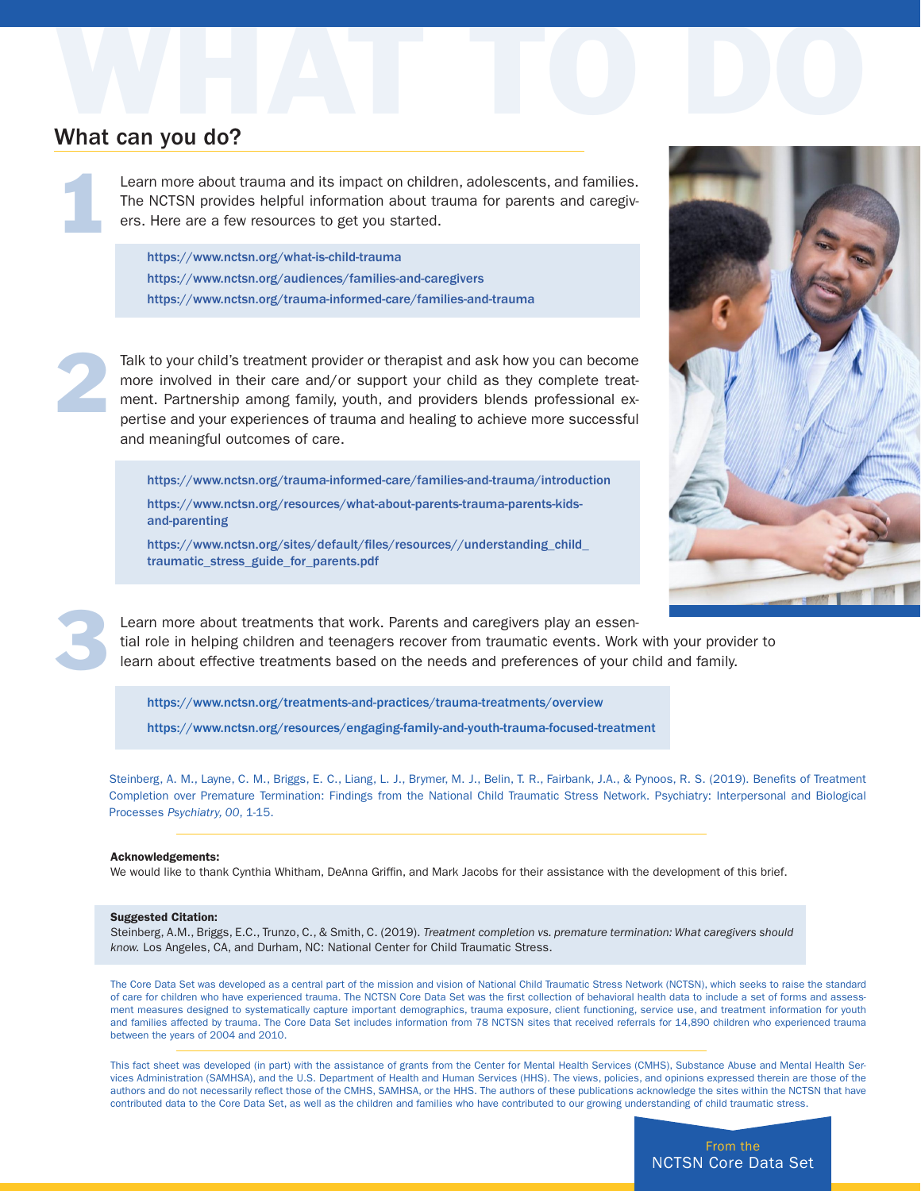# WHAT TO DO

## What can you do?

1. Learn more about trauma and its impact on children, adolescents, and families. The NCTSN provides helpful information about trauma for parents and caregivers. Here are a few resources to get you started.

   https://www.nctsn.org/what-is-child-trauma
   https://www.nctsn.org/audiences/families-and-caregivers
   https://www.nctsn.org/trauma-informed-care/families-and-trauma

2. Talk to your child's treatment provider or therapist and ask how you can become more involved in their care and/or support your child as they complete treatment. Partnership among family, youth, and providers blends professional expertise and your experiences of trauma and healing to achieve more successful and meaningful outcomes of care.

   https://www.nctsn.org/trauma-informed-care/families-and-trauma/introduction
   https://www.nctsn.org/resources/what-about-parents-trauma-parents-kids-and-parenting
   https://www.nctsn.org/sites/default/files/resources//understanding_child_traumatic_stress_guide_for_parents.pdf

3. Learn more about treatments that work. Parents and caregivers play an essential role in helping children and teenagers recover from traumatic events. Work with your provider to learn about effective treatments based on the needs and preferences of your child and family.

   https://www.nctsn.org/treatments-and-practices/trauma-treatments/overview
   https://www.nctsn.org/resources/engaging-family-and-youth-trauma-focused-treatment

Steinberg, A. M., Layne, C. M., Briggs, E. C., Liang, L. J., Brymer, M. J., Belin, T. R., Fairbank, J.A., & Pynoos, R. S. (2019). Benefits of Treatment Completion over Premature Termination: Findings from the National Child Traumatic Stress Network. Psychiatry: Interpersonal and Biological Processes *Psychiatry, 00*, 1-15.

**Acknowledgements:**
We would like to thank Cynthia Whitham, DeAnna Griffin, and Mark Jacobs for their assistance with the development of this brief.

**Suggested Citation:**
Steinberg, A.M., Briggs, E.C., Trunzo, C., & Smith, C. (2019). *Treatment completion vs. premature termination: What caregivers should know.* Los Angeles, CA, and Durham, NC: National Center for Child Traumatic Stress.

The Core Data Set was developed as a central part of the mission and vision of National Child Traumatic Stress Network (NCTSN), which seeks to raise the standard of care for children who have experienced trauma. The NCTSN Core Data Set was the first collection of behavioral health data to include a set of forms and assessment measures designed to systematically capture important demographics, trauma exposure, client functioning, service use, and treatment information for youth and families affected by trauma. The Core Data Set includes information from 78 NCTSN sites that received referrals for 14,890 children who experienced trauma between the years of 2004 and 2010.

This fact sheet was developed (in part) with the assistance of grants from the Center for Mental Health Services (CMHS), Substance Abuse and Mental Health Services Administration (SAMHSA), and the U.S. Department of Health and Human Services (HHS). The views, policies, and opinions expressed therein are those of the authors and do not necessarily reflect those of the CMHS, SAMHSA, or the HHS. The authors of these publications acknowledge the sites within the NCTSN that have contributed data to the Core Data Set, as well as the children and families who have contributed to our growing understanding of child traumatic stress.

From the
NCTSN Core Data Set